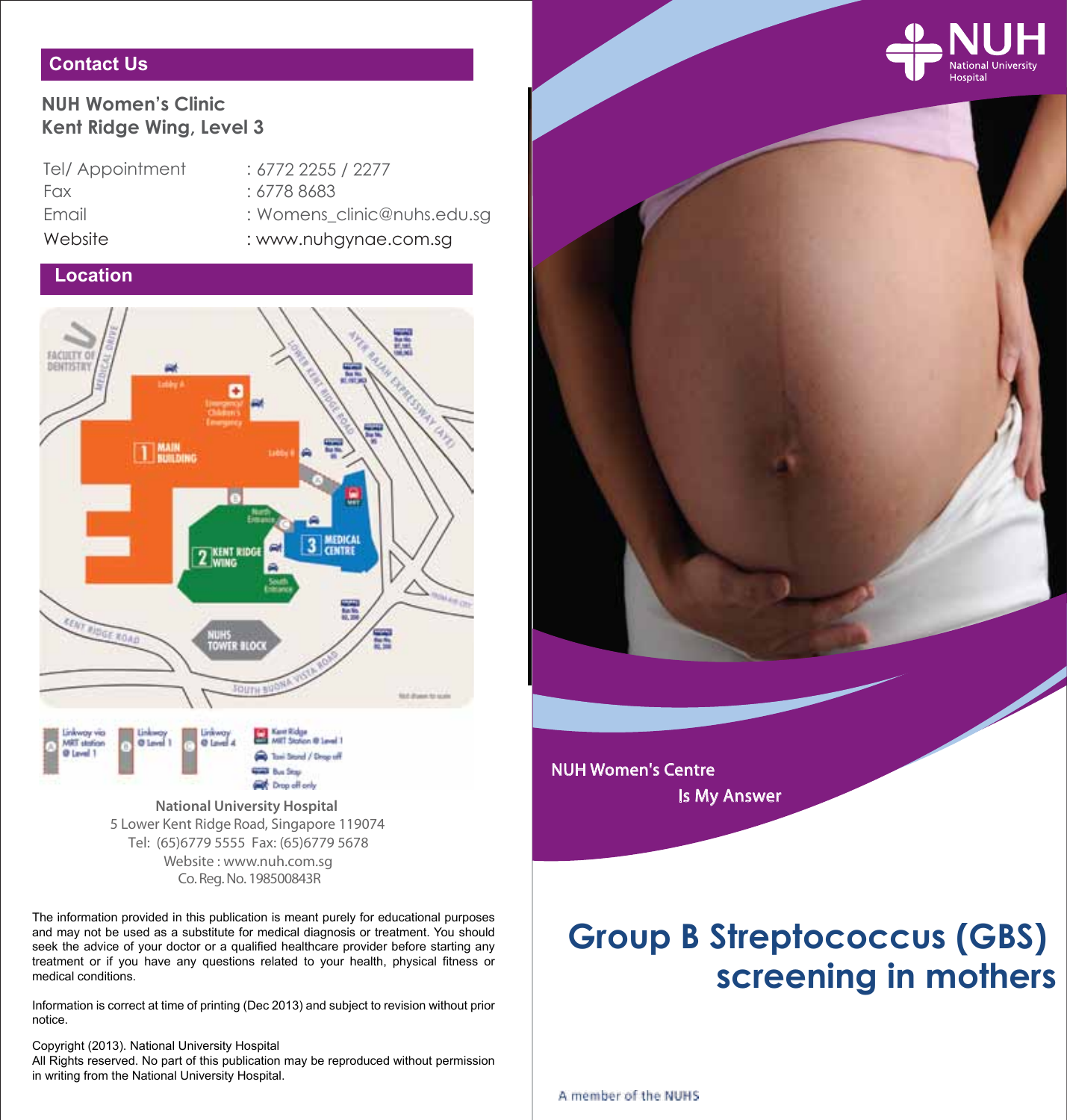## Contact Us

**NUH Women's Clinic**
**Kent Ridge Wing, Level 3**

Tel/ Appointment : 6772 2255 / 2277
Fax : 6778 8683
Email : Womens_clinic@nuhs.edu.sg
Website : www.nuhgynae.com.sg

## Location

Linkway via MRT station @ Level 1
Linkway @ Level 1
Linkway @ Level 4
Kent Ridge MRT Station @ Level 1
Taxi Stand / Drop off
Bus Stop
Drop off only

**National University Hospital**
5 Lower Kent Ridge Road, Singapore 119074
Tel: (65)6779 5555 Fax: (65)6779 5678
Website : www.nuh.com.sg
Co. Reg. No. 198500843R

The information provided in this publication is meant purely for educational purposes and may not be used as a substitute for medical diagnosis or treatment. You should seek the advice of your doctor or a qualified healthcare provider before starting any treatment or if you have any questions related to your health, physical fitness or medical conditions.

Information is correct at time of printing (Dec 2013) and subject to revision without prior notice.

Copyright (2013). National University Hospital
All Rights reserved. No part of this publication may be reproduced without permission in writing from the National University Hospital.

NUH National University Hospital

NUH Women's Centre
Is My Answer

# Group B Streptococcus (GBS) screening in mothers

A member of the NUHS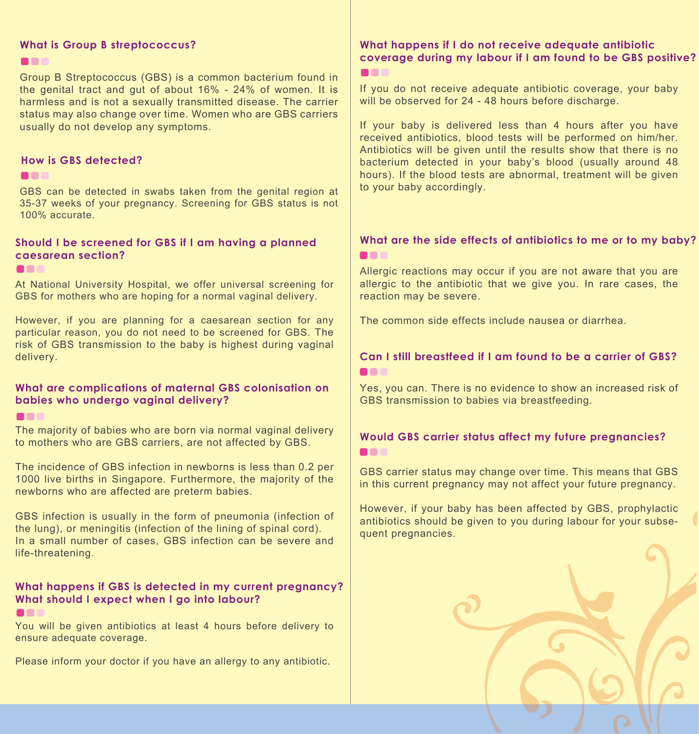## What is Group B streptococcus?

Group B Streptococcus (GBS) is a common bacterium found in the genital tract and gut of about 16% - 24% of women. It is harmless and is not a sexually transmitted disease. The carrier status may also change over time. Women who are GBS carriers usually do not develop any symptoms.

## How is GBS detected?

GBS can be detected in swabs taken from the genital region at 35-37 weeks of your pregnancy. Screening for GBS status is not 100% accurate.

## Should I be screened for GBS if I am having a planned caesarean section?

At National University Hospital, we offer universal screening for GBS for mothers who are hoping for a normal vaginal delivery.

However, if you are planning for a caesarean section for any particular reason, you do not need to be screened for GBS. The risk of GBS transmission to the baby is highest during vaginal delivery.

## What are complications of maternal GBS colonisation on babies who undergo vaginal delivery?

The majority of babies who are born via normal vaginal delivery to mothers who are GBS carriers, are not affected by GBS.

The incidence of GBS infection in newborns is less than 0.2 per 1000 live births in Singapore. Furthermore, the majority of the newborns who are affected are preterm babies.

GBS infection is usually in the form of pneumonia (infection of the lung), or meningitis (infection of the lining of spinal cord). In a small number of cases, GBS infection can be severe and life-threatening.

## What happens if GBS is detected in my current pregnancy? What should I expect when I go into labour?

You will be given antibiotics at least 4 hours before delivery to ensure adequate coverage.

Please inform your doctor if you have an allergy to any antibiotic.

## What happens if I do not receive adequate antibiotic coverage during my labour if I am found to be GBS positive?

If you do not receive adequate antibiotic coverage, your baby will be observed for 24 - 48 hours before discharge.

If your baby is delivered less than 4 hours after you have received antibiotics, blood tests will be performed on him/her. Antibiotics will be given until the results show that there is no bacterium detected in your baby's blood (usually around 48 hours). If the blood tests are abnormal, treatment will be given to your baby accordingly.

## What are the side effects of antibiotics to me or to my baby?

Allergic reactions may occur if you are not aware that you are allergic to the antibiotic that we give you. In rare cases, the reaction may be severe.

The common side effects include nausea or diarrhea.

## Can I still breastfeed if I am found to be a carrier of GBS?

Yes, you can. There is no evidence to show an increased risk of GBS transmission to babies via breastfeeding.

## Would GBS carrier status affect my future pregnancies?

GBS carrier status may change over time. This means that GBS in this current pregnancy may not affect your future pregnancy.

However, if your baby has been affected by GBS, prophylactic antibiotics should be given to you during labour for your subsequent pregnancies.